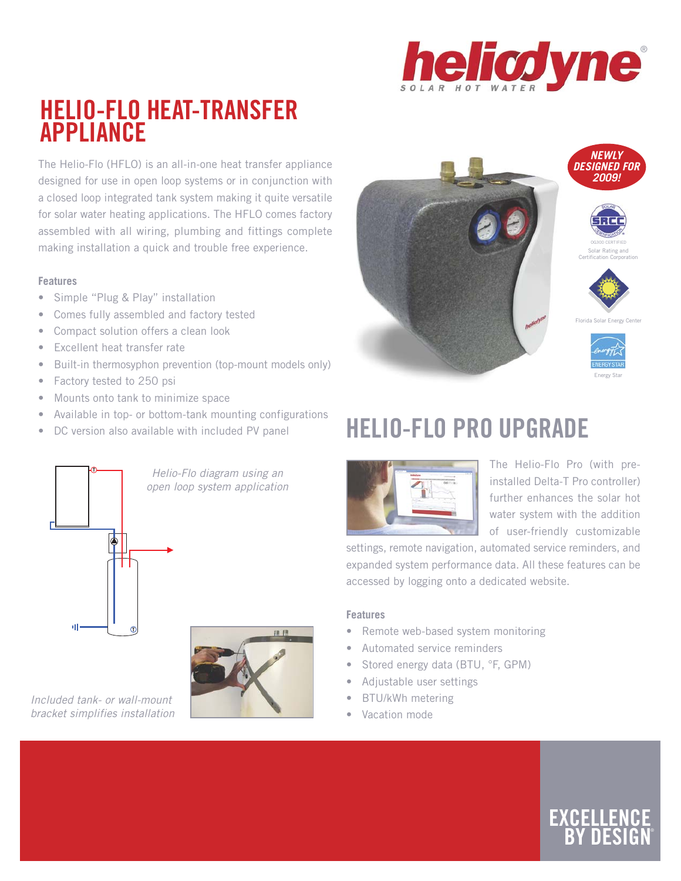heliodyne

SOLAR HOT WATER

# HELIO-FLO HEAT-TRANSFER APPLIANCE

The Helio-Flo (HFLO) is an all-in-one heat transfer appliance designed for use in open loop systems or in conjunction with a closed loop integrated tank system making it quite versatile for solar water heating applications. The HFLO comes factory assembled with all wiring, plumbing and fittings complete making installation a quick and trouble free experience.

### Features

- Simple "Plug & Play" installation
- Comes fully assembled and factory tested
- Compact solution offers a clean look
- Excellent heat transfer rate
- Built-in thermosyphon prevention (top-mount models only)
- Factory tested to 250 psi
- Mounts onto tank to minimize space
- Available in top- or bottom-tank mounting configurations
- DC version also available with included PV panel

*Helio-Flo diagram using an open loop system application*

*Included tank- or wall-mount bracket simplifies installation*

**NEWLY DESIGNED FOR 2009!**

OG300 CERTIFIED
Solar Rating and Certification Corporation

Florida Solar Energy Center

Energy Star

# HELIO-FLO PRO UPGRADE

The Helio-Flo Pro (with pre-installed Delta-T Pro controller) further enhances the solar hot water system with the addition of user-friendly customizable settings, remote navigation, automated service reminders, and expanded system performance data. All these features can be accessed by logging onto a dedicated website.

### Features

- Remote web-based system monitoring
- Automated service reminders
- Stored energy data (BTU, °F, GPM)
- Adjustable user settings
- BTU/kWh metering
- Vacation mode

EXCELLENCE BY DESIGN®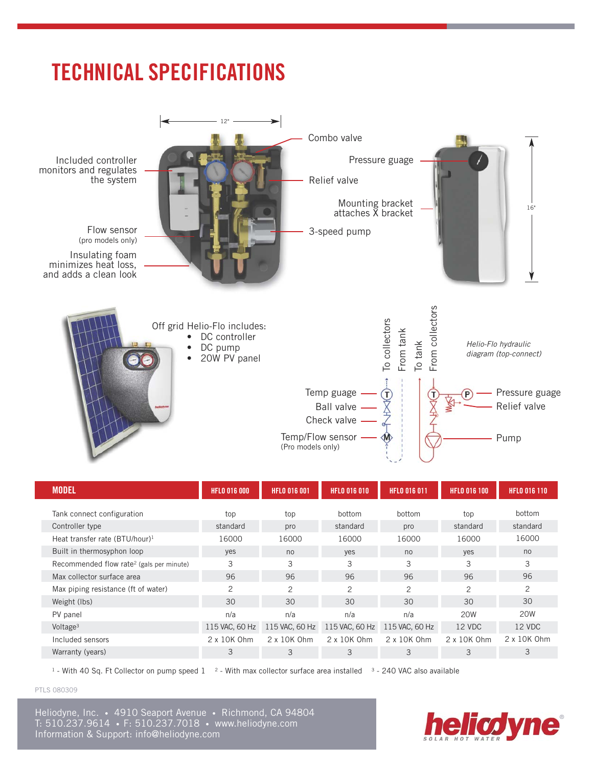# TECHNICAL SPECIFICATIONS

12"

Included controller monitors and regulates the system

Flow sensor (pro models only)

Insulating foam minimizes heat loss, and adds a clean look

Combo valve

Pressure guage

Relief valve

Mounting bracket attaches X bracket

3-speed pump

16"

Off grid Helio-Flo includes:

- DC controller
- DC pump
- 20W PV panel

To collectors

From tank

To tank

From collectors

*Helio-Flo hydraulic diagram (top-connect)*

Temp guage

Ball valve

Check valve

Temp/Flow sensor (Pro models only)

Pressure guage

Relief valve

Pump

| MODEL | HFLO 016 000 | HFLO 016 001 | HFLO 016 010 | HFLO 016 011 | HFLO 016 100 | HFLO 016 110 |
|---|---|---|---|---|---|---|
| Tank connect configuration | top | top | bottom | bottom | top | bottom |
| Controller type | standard | pro | standard | pro | standard | standard |
| Heat transfer rate (BTU/hour)[1] | 16000 | 16000 | 16000 | 16000 | 16000 | 16000 |
| Built in thermosyphon loop | yes | no | yes | no | yes | no |
| Recommended flow rate[2] (gals per minute) | 3 | 3 | 3 | 3 | 3 | 3 |
| Max collector surface area | 96 | 96 | 96 | 96 | 96 | 96 |
| Max piping resistance (ft of water) | 2 | 2 | 2 | 2 | 2 | 2 |
| Weight (lbs) | 30 | 30 | 30 | 30 | 30 | 30 |
| PV panel | n/a | n/a | n/a | n/a | 20W | 20W |
| Voltage[3] | 115 VAC, 60 Hz | 115 VAC, 60 Hz | 115 VAC, 60 Hz | 115 VAC, 60 Hz | 12 VDC | 12 VDC |
| Included sensors | 2 x 10K Ohm | 2 x 10K Ohm | 2 x 10K Ohm | 2 x 10K Ohm | 2 x 10K Ohm | 2 x 10K Ohm |
| Warranty (years) | 3 | 3 | 3 | 3 | 3 | 3 |

[1] - With 40 Sq. Ft Collector on pump speed 1  [2] - With max collector surface area installed  [3] - 240 VAC also available

PTLS 080309

Heliodyne, Inc. • 4910 Seaport Avenue • Richmond, CA 94804
T: 510.237.9614 • F: 510.237.7018 • www.heliodyne.com
Information & Support: info@heliodyne.com

heliodyne® SOLAR HOT WATER